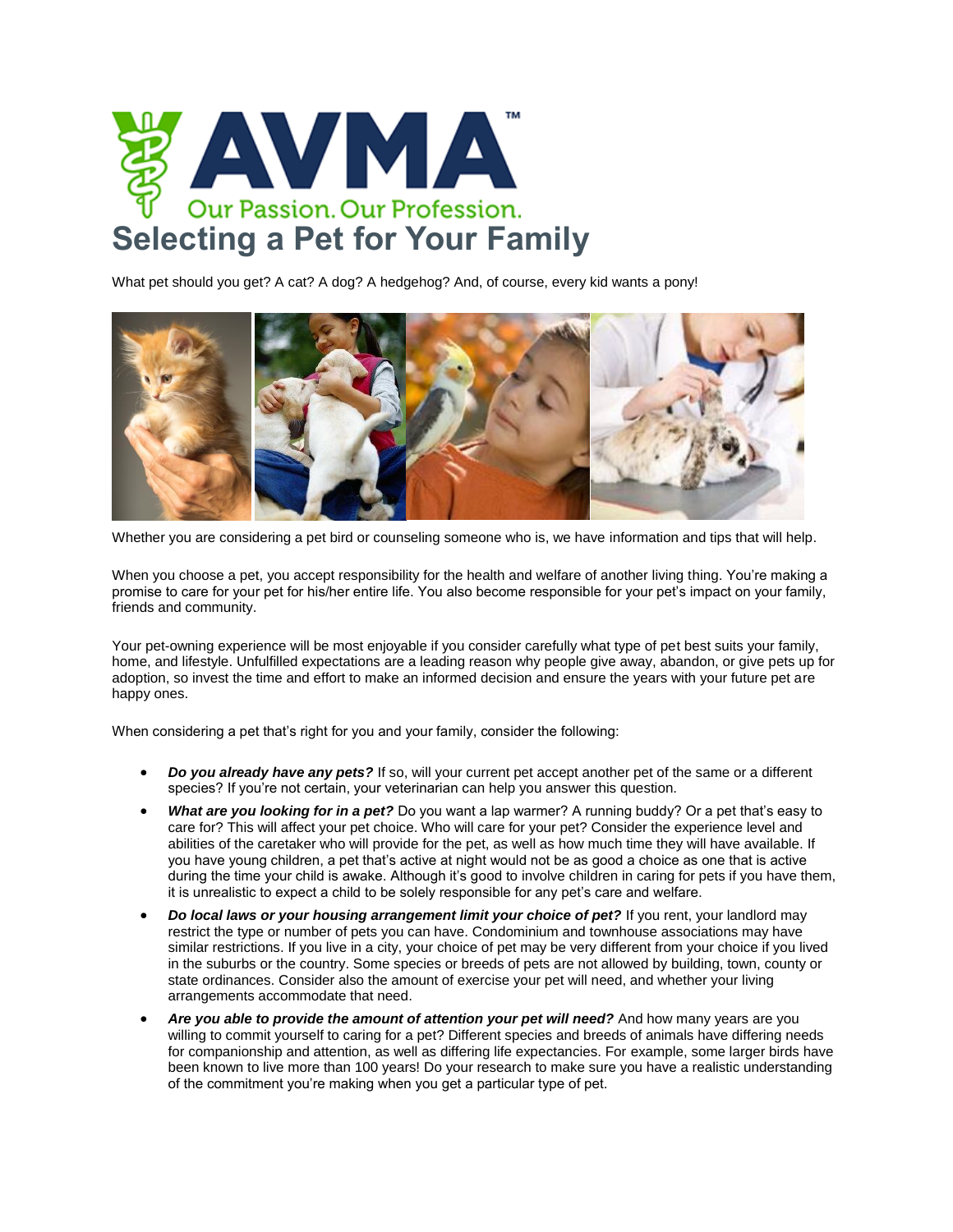# Selecting a Pet for Your Family

What pet should you get? A cat? A dog? A hedgehog? And, of course, every kid wants a pony!

Whether you are considering a pet bird or counseling someone who is, we have information and tips that will help.

When you choose a pet, you accept responsibility for the health and welfare of another living thing. You're making a promise to care for your pet for his/her entire life. You also become responsible for your pet's impact on your family, friends and community.

Your pet-owning experience will be most enjoyable if you consider carefully what type of pet best suits your family, home, and lifestyle. Unfulfilled expectations are a leading reason why people give away, abandon, or give pets up for adoption, so invest the time and effort to make an informed decision and ensure the years with your future pet are happy ones.

When considering a pet that's right for you and your family, consider the following:

- ***Do you already have any pets?*** If so, will your current pet accept another pet of the same or a different species? If you're not certain, your veterinarian can help you answer this question.
- ***What are you looking for in a pet?*** Do you want a lap warmer? A running buddy? Or a pet that's easy to care for? This will affect your pet choice. Who will care for your pet? Consider the experience level and abilities of the caretaker who will provide for the pet, as well as how much time they will have available. If you have young children, a pet that's active at night would not be as good a choice as one that is active during the time your child is awake. Although it's good to involve children in caring for pets if you have them, it is unrealistic to expect a child to be solely responsible for any pet's care and welfare.
- ***Do local laws or your housing arrangement limit your choice of pet?*** If you rent, your landlord may restrict the type or number of pets you can have. Condominium and townhouse associations may have similar restrictions. If you live in a city, your choice of pet may be very different from your choice if you lived in the suburbs or the country. Some species or breeds of pets are not allowed by building, town, county or state ordinances. Consider also the amount of exercise your pet will need, and whether your living arrangements accommodate that need.
- ***Are you able to provide the amount of attention your pet will need?*** And how many years are you willing to commit yourself to caring for a pet? Different species and breeds of animals have differing needs for companionship and attention, as well as differing life expectancies. For example, some larger birds have been known to live more than 100 years! Do your research to make sure you have a realistic understanding of the commitment you're making when you get a particular type of pet.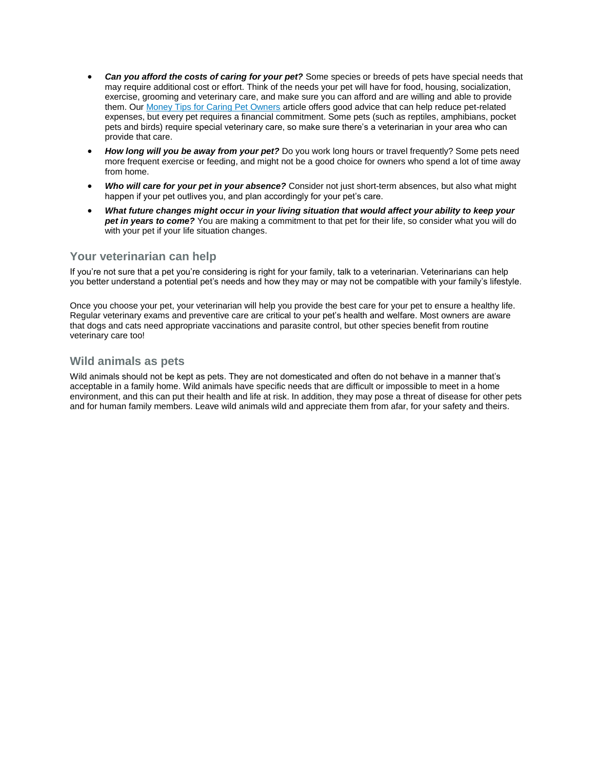- ***Can you afford the costs of caring for your pet?*** Some species or breeds of pets have special needs that may require additional cost or effort. Think of the needs your pet will have for food, housing, socialization, exercise, grooming and veterinary care, and make sure you can afford and are willing and able to provide them. Our [Money Tips for Caring Pet Owners]() article offers good advice that can help reduce pet-related expenses, but every pet requires a financial commitment. Some pets (such as reptiles, amphibians, pocket pets and birds) require special veterinary care, so make sure there's a veterinarian in your area who can provide that care.
- ***How long will you be away from your pet?*** Do you work long hours or travel frequently? Some pets need more frequent exercise or feeding, and might not be a good choice for owners who spend a lot of time away from home.
- ***Who will care for your pet in your absence?*** Consider not just short-term absences, but also what might happen if your pet outlives you, and plan accordingly for your pet's care.
- ***What future changes might occur in your living situation that would affect your ability to keep your pet in years to come?*** You are making a commitment to that pet for their life, so consider what you will do with your pet if your life situation changes.

## Your veterinarian can help

If you're not sure that a pet you're considering is right for your family, talk to a veterinarian. Veterinarians can help you better understand a potential pet's needs and how they may or may not be compatible with your family's lifestyle.

Once you choose your pet, your veterinarian will help you provide the best care for your pet to ensure a healthy life. Regular veterinary exams and preventive care are critical to your pet's health and welfare. Most owners are aware that dogs and cats need appropriate vaccinations and parasite control, but other species benefit from routine veterinary care too!

## Wild animals as pets

Wild animals should not be kept as pets. They are not domesticated and often do not behave in a manner that's acceptable in a family home. Wild animals have specific needs that are difficult or impossible to meet in a home environment, and this can put their health and life at risk. In addition, they may pose a threat of disease for other pets and for human family members. Leave wild animals wild and appreciate them from afar, for your safety and theirs.